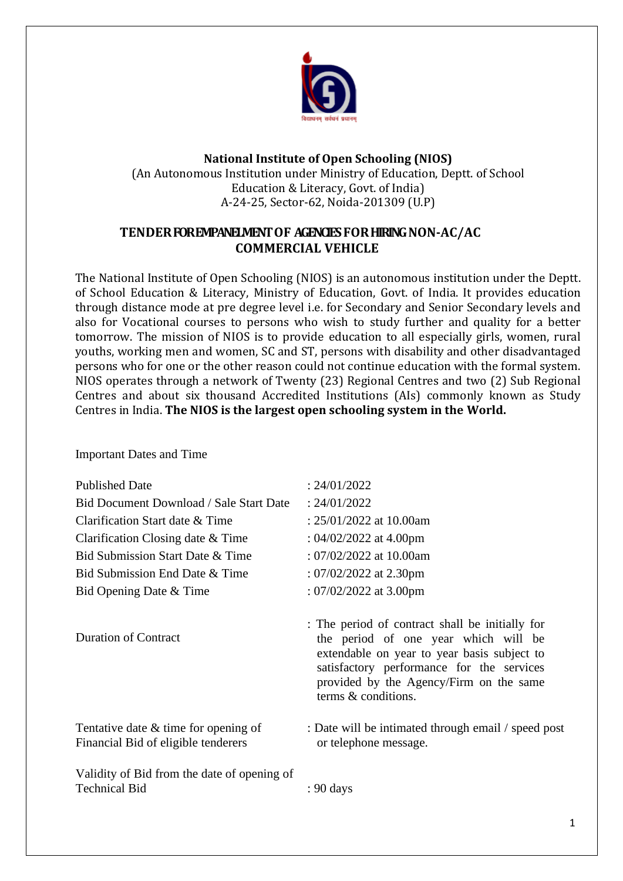**National Institute of Open Schooling (NIOS)**
(An Autonomous Institution under Ministry of Education, Deptt. of School Education & Literacy, Govt. of India)
A-24-25, Sector-62, Noida-201309 (U.P)

# TENDER FOR EMPANELMENT OF AGENCIES FOR HIRING NON-AC/AC COMMERCIAL VEHICLE

The National Institute of Open Schooling (NIOS) is an autonomous institution under the Deptt. of School Education & Literacy, Ministry of Education, Govt. of India. It provides education through distance mode at pre degree level i.e. for Secondary and Senior Secondary levels and also for Vocational courses to persons who wish to study further and quality for a better tomorrow. The mission of NIOS is to provide education to all especially girls, women, rural youths, working men and women, SC and ST, persons with disability and other disadvantaged persons who for one or the other reason could not continue education with the formal system. NIOS operates through a network of Twenty (23) Regional Centres and two (2) Sub Regional Centres and about six thousand Accredited Institutions (AIs) commonly known as Study Centres in India. **The NIOS is the largest open schooling system in the World.**

Important Dates and Time

| | |
|---|---|
| Published Date | : 24/01/2022 |
| Bid Document Download / Sale Start Date | : 24/01/2022 |
| Clarification Start date & Time | : 25/01/2022 at 10.00am |
| Clarification Closing date & Time | : 04/02/2022 at 4.00pm |
| Bid Submission Start Date & Time | : 07/02/2022 at 10.00am |
| Bid Submission End Date & Time | : 07/02/2022 at 2.30pm |
| Bid Opening Date & Time | : 07/02/2022 at 3.00pm |
| Duration of Contract | : The period of contract shall be initially for the period of one year which will be extendable on year to year basis subject to satisfactory performance for the services provided by the Agency/Firm on the same terms & conditions. |
| Tentative date & time for opening of Financial Bid of eligible tenderers | : Date will be intimated through email / speed post or telephone message. |
| Validity of Bid from the date of opening of Technical Bid | : 90 days |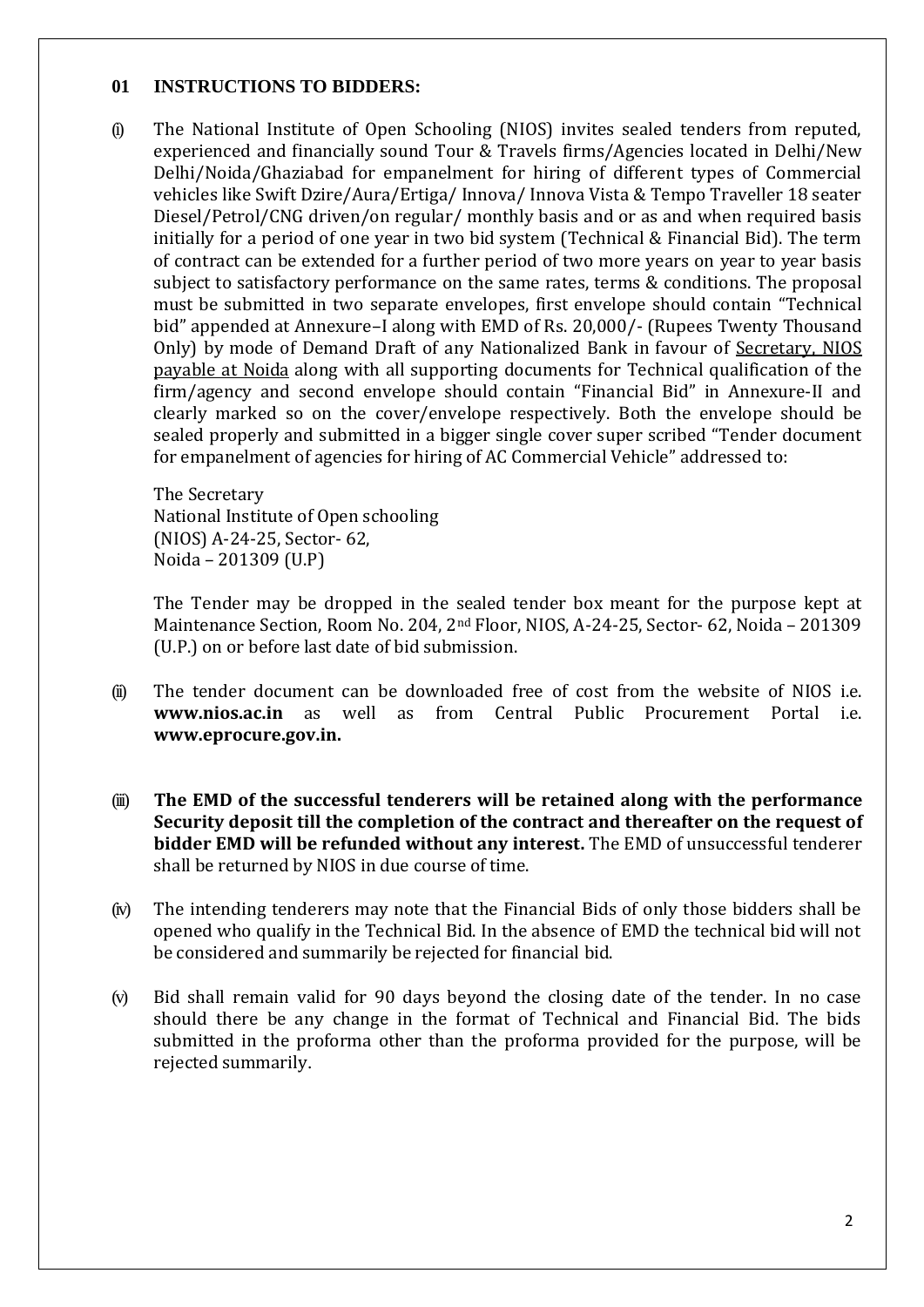## 01 INSTRUCTIONS TO BIDDERS:

(i) The National Institute of Open Schooling (NIOS) invites sealed tenders from reputed, experienced and financially sound Tour & Travels firms/Agencies located in Delhi/New Delhi/Noida/Ghaziabad for empanelment for hiring of different types of Commercial vehicles like Swift Dzire/Aura/Ertiga/ Innova/ Innova Vista & Tempo Traveller 18 seater Diesel/Petrol/CNG driven/on regular/ monthly basis and or as and when required basis initially for a period of one year in two bid system (Technical & Financial Bid). The term of contract can be extended for a further period of two more years on year to year basis subject to satisfactory performance on the same rates, terms & conditions. The proposal must be submitted in two separate envelopes, first envelope should contain "Technical bid" appended at Annexure–I along with EMD of Rs. 20,000/- (Rupees Twenty Thousand Only) by mode of Demand Draft of any Nationalized Bank in favour of <u>Secretary, NIOS payable at Noida</u> along with all supporting documents for Technical qualification of the firm/agency and second envelope should contain "Financial Bid" in Annexure-II and clearly marked so on the cover/envelope respectively. Both the envelope should be sealed properly and submitted in a bigger single cover super scribed "Tender document for empanelment of agencies for hiring of AC Commercial Vehicle" addressed to:

The Secretary
National Institute of Open schooling
(NIOS) A-24-25, Sector- 62,
Noida – 201309 (U.P)

The Tender may be dropped in the sealed tender box meant for the purpose kept at Maintenance Section, Room No. 204, 2nd Floor, NIOS, A-24-25, Sector- 62, Noida – 201309 (U.P.) on or before last date of bid submission.

(ii) The tender document can be downloaded free of cost from the website of NIOS i.e. **www.nios.ac.in** as well as from Central Public Procurement Portal i.e. **www.eprocure.gov.in.**

(iii) **The EMD of the successful tenderers will be retained along with the performance Security deposit till the completion of the contract and thereafter on the request of bidder EMD will be refunded without any interest.** The EMD of unsuccessful tenderer shall be returned by NIOS in due course of time.

(iv) The intending tenderers may note that the Financial Bids of only those bidders shall be opened who qualify in the Technical Bid. In the absence of EMD the technical bid will not be considered and summarily be rejected for financial bid.

(v) Bid shall remain valid for 90 days beyond the closing date of the tender. In no case should there be any change in the format of Technical and Financial Bid. The bids submitted in the proforma other than the proforma provided for the purpose, will be rejected summarily.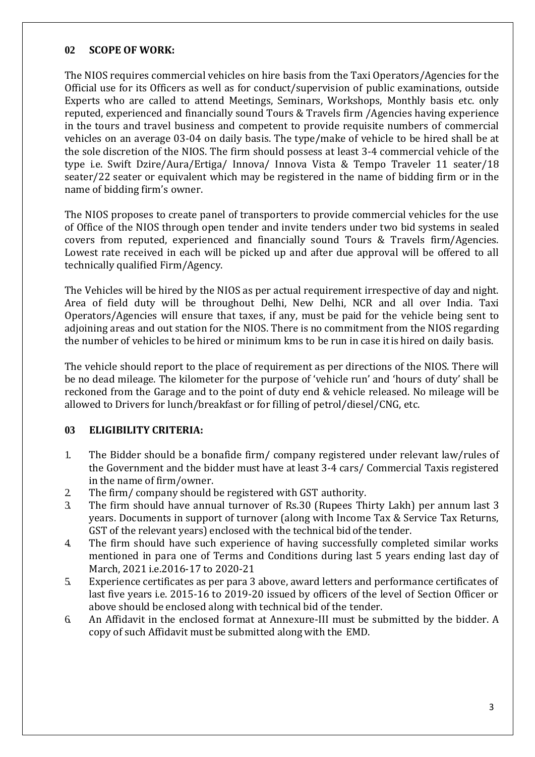## 02 SCOPE OF WORK:

The NIOS requires commercial vehicles on hire basis from the Taxi Operators/Agencies for the Official use for its Officers as well as for conduct/supervision of public examinations, outside Experts who are called to attend Meetings, Seminars, Workshops, Monthly basis etc. only reputed, experienced and financially sound Tours & Travels firm /Agencies having experience in the tours and travel business and competent to provide requisite numbers of commercial vehicles on an average 03-04 on daily basis. The type/make of vehicle to be hired shall be at the sole discretion of the NIOS. The firm should possess at least 3-4 commercial vehicle of the type i.e. Swift Dzire/Aura/Ertiga/ Innova/ Innova Vista & Tempo Traveler 11 seater/18 seater/22 seater or equivalent which may be registered in the name of bidding firm or in the name of bidding firm's owner.

The NIOS proposes to create panel of transporters to provide commercial vehicles for the use of Office of the NIOS through open tender and invite tenders under two bid systems in sealed covers from reputed, experienced and financially sound Tours & Travels firm/Agencies. Lowest rate received in each will be picked up and after due approval will be offered to all technically qualified Firm/Agency.

The Vehicles will be hired by the NIOS as per actual requirement irrespective of day and night. Area of field duty will be throughout Delhi, New Delhi, NCR and all over India. Taxi Operators/Agencies will ensure that taxes, if any, must be paid for the vehicle being sent to adjoining areas and out station for the NIOS. There is no commitment from the NIOS regarding the number of vehicles to be hired or minimum kms to be run in case it is hired on daily basis.

The vehicle should report to the place of requirement as per directions of the NIOS. There will be no dead mileage. The kilometer for the purpose of 'vehicle run' and 'hours of duty' shall be reckoned from the Garage and to the point of duty end & vehicle released. No mileage will be allowed to Drivers for lunch/breakfast or for filling of petrol/diesel/CNG, etc.

## 03 ELIGIBILITY CRITERIA:

1. The Bidder should be a bonafide firm/ company registered under relevant law/rules of the Government and the bidder must have at least 3-4 cars/ Commercial Taxis registered in the name of firm/owner.
2. The firm/ company should be registered with GST authority.
3. The firm should have annual turnover of Rs.30 (Rupees Thirty Lakh) per annum last 3 years. Documents in support of turnover (along with Income Tax & Service Tax Returns, GST of the relevant years) enclosed with the technical bid of the tender.
4. The firm should have such experience of having successfully completed similar works mentioned in para one of Terms and Conditions during last 5 years ending last day of March, 2021 i.e.2016-17 to 2020-21
5. Experience certificates as per para 3 above, award letters and performance certificates of last five years i.e. 2015-16 to 2019-20 issued by officers of the level of Section Officer or above should be enclosed along with technical bid of the tender.
6. An Affidavit in the enclosed format at Annexure-III must be submitted by the bidder. A copy of such Affidavit must be submitted along with the EMD.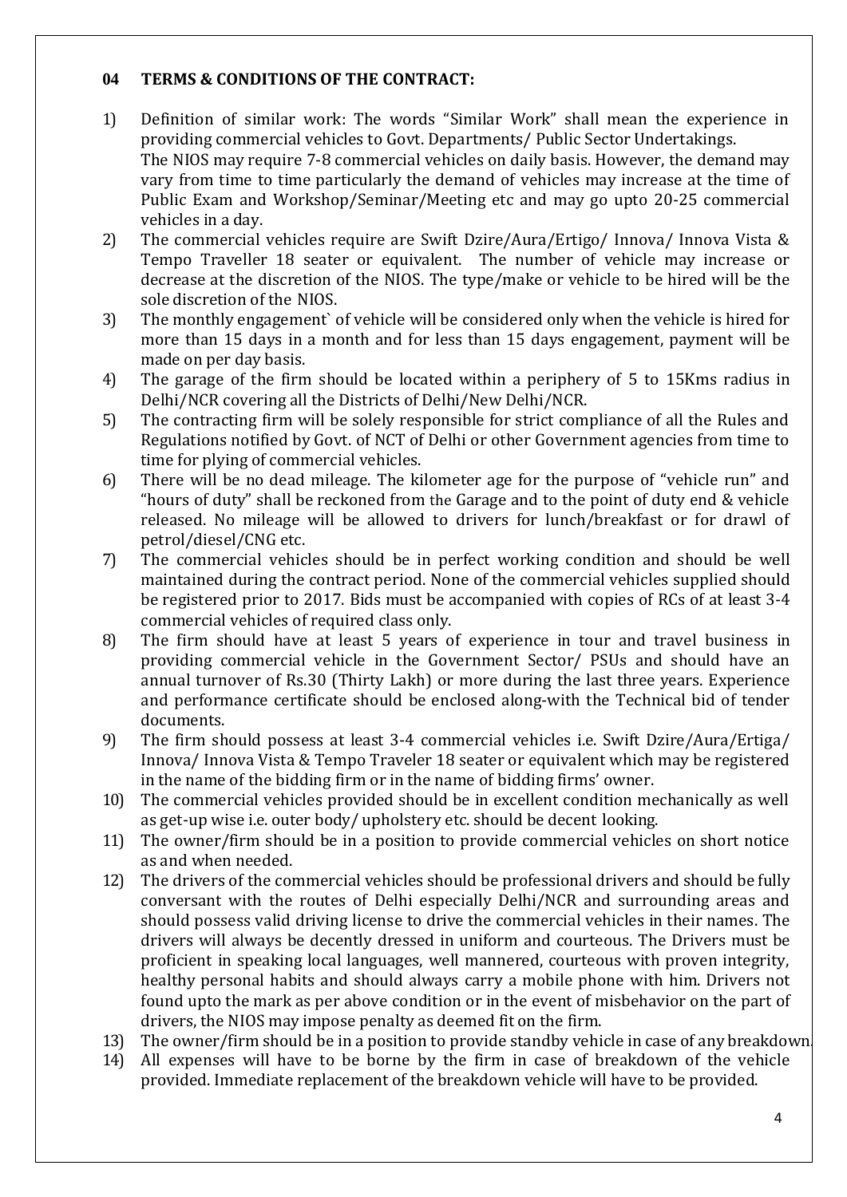## 04 TERMS & CONDITIONS OF THE CONTRACT:

1) Definition of similar work: The words "Similar Work" shall mean the experience in providing commercial vehicles to Govt. Departments/ Public Sector Undertakings.
   The NIOS may require 7-8 commercial vehicles on daily basis. However, the demand may vary from time to time particularly the demand of vehicles may increase at the time of Public Exam and Workshop/Seminar/Meeting etc and may go upto 20-25 commercial vehicles in a day.
2) The commercial vehicles require are Swift Dzire/Aura/Ertigo/ Innova/ Innova Vista & Tempo Traveller 18 seater or equivalent. The number of vehicle may increase or decrease at the discretion of the NIOS. The type/make or vehicle to be hired will be the sole discretion of the NIOS.
3) The monthly engagement` of vehicle will be considered only when the vehicle is hired for more than 15 days in a month and for less than 15 days engagement, payment will be made on per day basis.
4) The garage of the firm should be located within a periphery of 5 to 15Kms radius in Delhi/NCR covering all the Districts of Delhi/New Delhi/NCR.
5) The contracting firm will be solely responsible for strict compliance of all the Rules and Regulations notified by Govt. of NCT of Delhi or other Government agencies from time to time for plying of commercial vehicles.
6) There will be no dead mileage. The kilometer age for the purpose of "vehicle run" and "hours of duty" shall be reckoned from the Garage and to the point of duty end & vehicle released. No mileage will be allowed to drivers for lunch/breakfast or for drawl of petrol/diesel/CNG etc.
7) The commercial vehicles should be in perfect working condition and should be well maintained during the contract period. None of the commercial vehicles supplied should be registered prior to 2017. Bids must be accompanied with copies of RCs of at least 3-4 commercial vehicles of required class only.
8) The firm should have at least 5 years of experience in tour and travel business in providing commercial vehicle in the Government Sector/ PSUs and should have an annual turnover of Rs.30 (Thirty Lakh) or more during the last three years. Experience and performance certificate should be enclosed along-with the Technical bid of tender documents.
9) The firm should possess at least 3-4 commercial vehicles i.e. Swift Dzire/Aura/Ertiga/ Innova/ Innova Vista & Tempo Traveler 18 seater or equivalent which may be registered in the name of the bidding firm or in the name of bidding firms' owner.
10) The commercial vehicles provided should be in excellent condition mechanically as well as get-up wise i.e. outer body/ upholstery etc. should be decent looking.
11) The owner/firm should be in a position to provide commercial vehicles on short notice as and when needed.
12) The drivers of the commercial vehicles should be professional drivers and should be fully conversant with the routes of Delhi especially Delhi/NCR and surrounding areas and should possess valid driving license to drive the commercial vehicles in their names. The drivers will always be decently dressed in uniform and courteous. The Drivers must be proficient in speaking local languages, well mannered, courteous with proven integrity, healthy personal habits and should always carry a mobile phone with him. Drivers not found upto the mark as per above condition or in the event of misbehavior on the part of drivers, the NIOS may impose penalty as deemed fit on the firm.
13) The owner/firm should be in a position to provide standby vehicle in case of any breakdown.
14) All expenses will have to be borne by the firm in case of breakdown of the vehicle provided. Immediate replacement of the breakdown vehicle will have to be provided.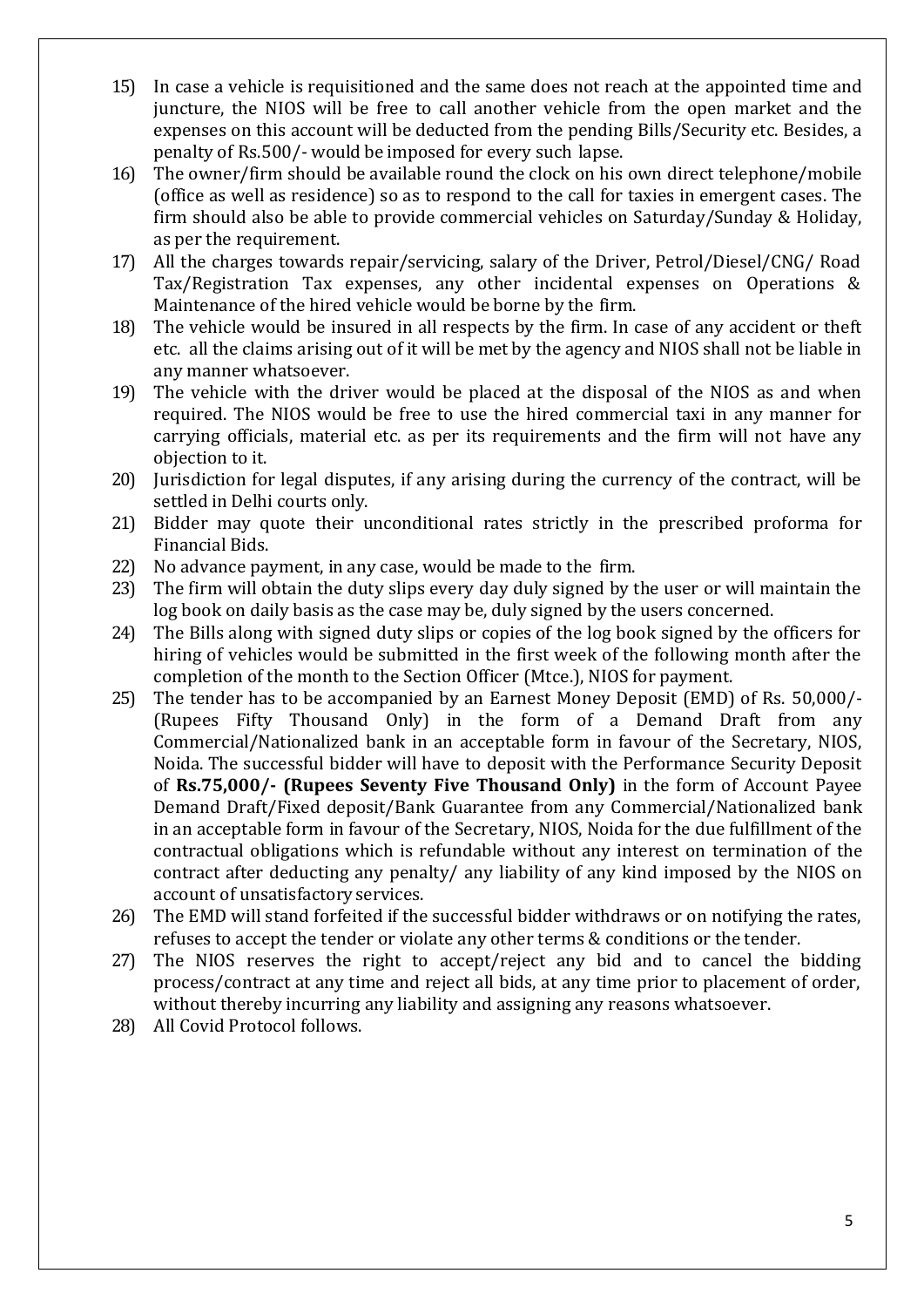15) In case a vehicle is requisitioned and the same does not reach at the appointed time and juncture, the NIOS will be free to call another vehicle from the open market and the expenses on this account will be deducted from the pending Bills/Security etc. Besides, a penalty of Rs.500/- would be imposed for every such lapse.
16) The owner/firm should be available round the clock on his own direct telephone/mobile (office as well as residence) so as to respond to the call for taxies in emergent cases. The firm should also be able to provide commercial vehicles on Saturday/Sunday & Holiday, as per the requirement.
17) All the charges towards repair/servicing, salary of the Driver, Petrol/Diesel/CNG/ Road Tax/Registration Tax expenses, any other incidental expenses on Operations & Maintenance of the hired vehicle would be borne by the firm.
18) The vehicle would be insured in all respects by the firm. In case of any accident or theft etc. all the claims arising out of it will be met by the agency and NIOS shall not be liable in any manner whatsoever.
19) The vehicle with the driver would be placed at the disposal of the NIOS as and when required. The NIOS would be free to use the hired commercial taxi in any manner for carrying officials, material etc. as per its requirements and the firm will not have any objection to it.
20) Jurisdiction for legal disputes, if any arising during the currency of the contract, will be settled in Delhi courts only.
21) Bidder may quote their unconditional rates strictly in the prescribed proforma for Financial Bids.
22) No advance payment, in any case, would be made to the firm.
23) The firm will obtain the duty slips every day duly signed by the user or will maintain the log book on daily basis as the case may be, duly signed by the users concerned.
24) The Bills along with signed duty slips or copies of the log book signed by the officers for hiring of vehicles would be submitted in the first week of the following month after the completion of the month to the Section Officer (Mtce.), NIOS for payment.
25) The tender has to be accompanied by an Earnest Money Deposit (EMD) of Rs. 50,000/- (Rupees Fifty Thousand Only) in the form of a Demand Draft from any Commercial/Nationalized bank in an acceptable form in favour of the Secretary, NIOS, Noida. The successful bidder will have to deposit with the Performance Security Deposit of **Rs.75,000/- (Rupees Seventy Five Thousand Only)** in the form of Account Payee Demand Draft/Fixed deposit/Bank Guarantee from any Commercial/Nationalized bank in an acceptable form in favour of the Secretary, NIOS, Noida for the due fulfillment of the contractual obligations which is refundable without any interest on termination of the contract after deducting any penalty/ any liability of any kind imposed by the NIOS on account of unsatisfactory services.
26) The EMD will stand forfeited if the successful bidder withdraws or on notifying the rates, refuses to accept the tender or violate any other terms & conditions or the tender.
27) The NIOS reserves the right to accept/reject any bid and to cancel the bidding process/contract at any time and reject all bids, at any time prior to placement of order, without thereby incurring any liability and assigning any reasons whatsoever.
28) All Covid Protocol follows.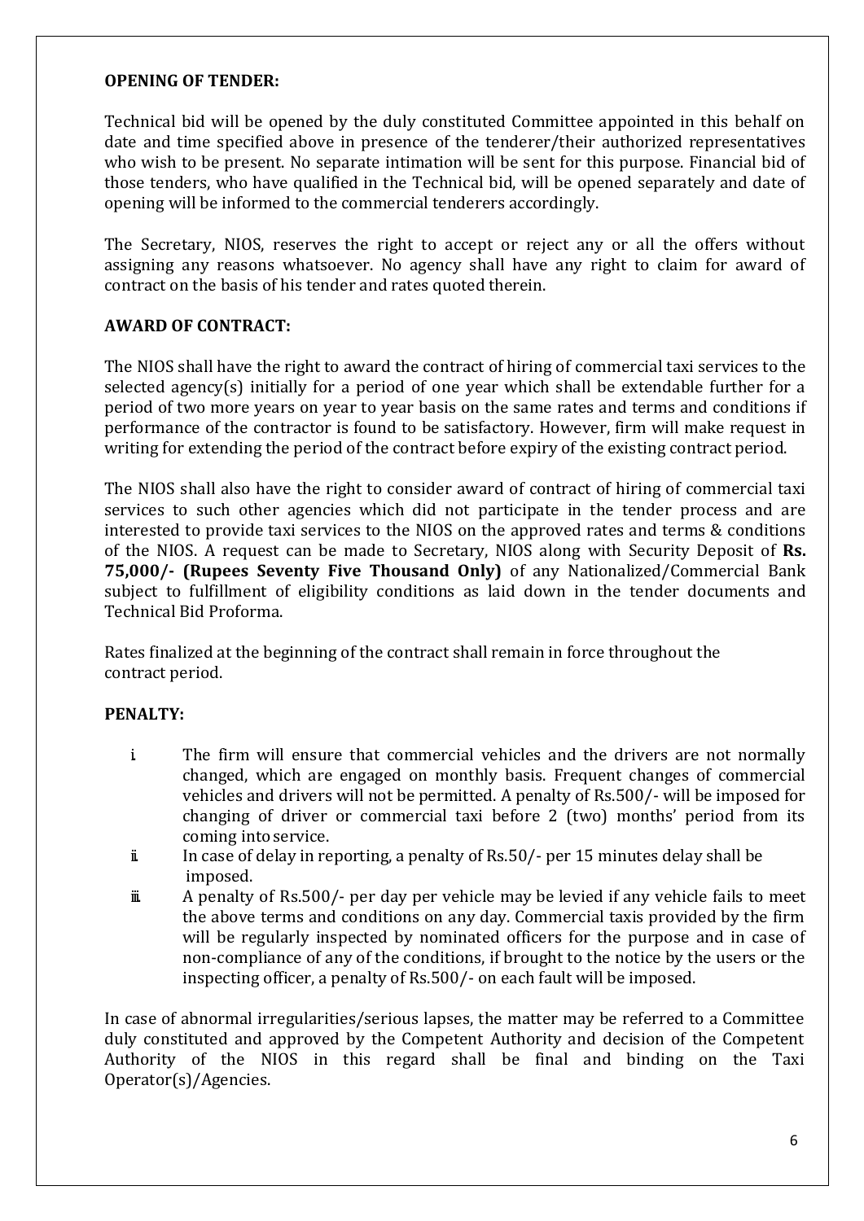**OPENING OF TENDER:**

Technical bid will be opened by the duly constituted Committee appointed in this behalf on date and time specified above in presence of the tenderer/their authorized representatives who wish to be present. No separate intimation will be sent for this purpose. Financial bid of those tenders, who have qualified in the Technical bid, will be opened separately and date of opening will be informed to the commercial tenderers accordingly.

The Secretary, NIOS, reserves the right to accept or reject any or all the offers without assigning any reasons whatsoever. No agency shall have any right to claim for award of contract on the basis of his tender and rates quoted therein.

**AWARD OF CONTRACT:**

The NIOS shall have the right to award the contract of hiring of commercial taxi services to the selected agency(s) initially for a period of one year which shall be extendable further for a period of two more years on year to year basis on the same rates and terms and conditions if performance of the contractor is found to be satisfactory. However, firm will make request in writing for extending the period of the contract before expiry of the existing contract period.

The NIOS shall also have the right to consider award of contract of hiring of commercial taxi services to such other agencies which did not participate in the tender process and are interested to provide taxi services to the NIOS on the approved rates and terms & conditions of the NIOS. A request can be made to Secretary, NIOS along with Security Deposit of **Rs. 75,000/- (Rupees Seventy Five Thousand Only)** of any Nationalized/Commercial Bank subject to fulfillment of eligibility conditions as laid down in the tender documents and Technical Bid Proforma.

Rates finalized at the beginning of the contract shall remain in force throughout the contract period.

**PENALTY:**

i. The firm will ensure that commercial vehicles and the drivers are not normally changed, which are engaged on monthly basis. Frequent changes of commercial vehicles and drivers will not be permitted. A penalty of Rs.500/- will be imposed for changing of driver or commercial taxi before 2 (two) months' period from its coming into service.
ii. In case of delay in reporting, a penalty of Rs.50/- per 15 minutes delay shall be imposed.
iii. A penalty of Rs.500/- per day per vehicle may be levied if any vehicle fails to meet the above terms and conditions on any day. Commercial taxis provided by the firm will be regularly inspected by nominated officers for the purpose and in case of non-compliance of any of the conditions, if brought to the notice by the users or the inspecting officer, a penalty of Rs.500/- on each fault will be imposed.

In case of abnormal irregularities/serious lapses, the matter may be referred to a Committee duly constituted and approved by the Competent Authority and decision of the Competent Authority of the NIOS in this regard shall be final and binding on the Taxi Operator(s)/Agencies.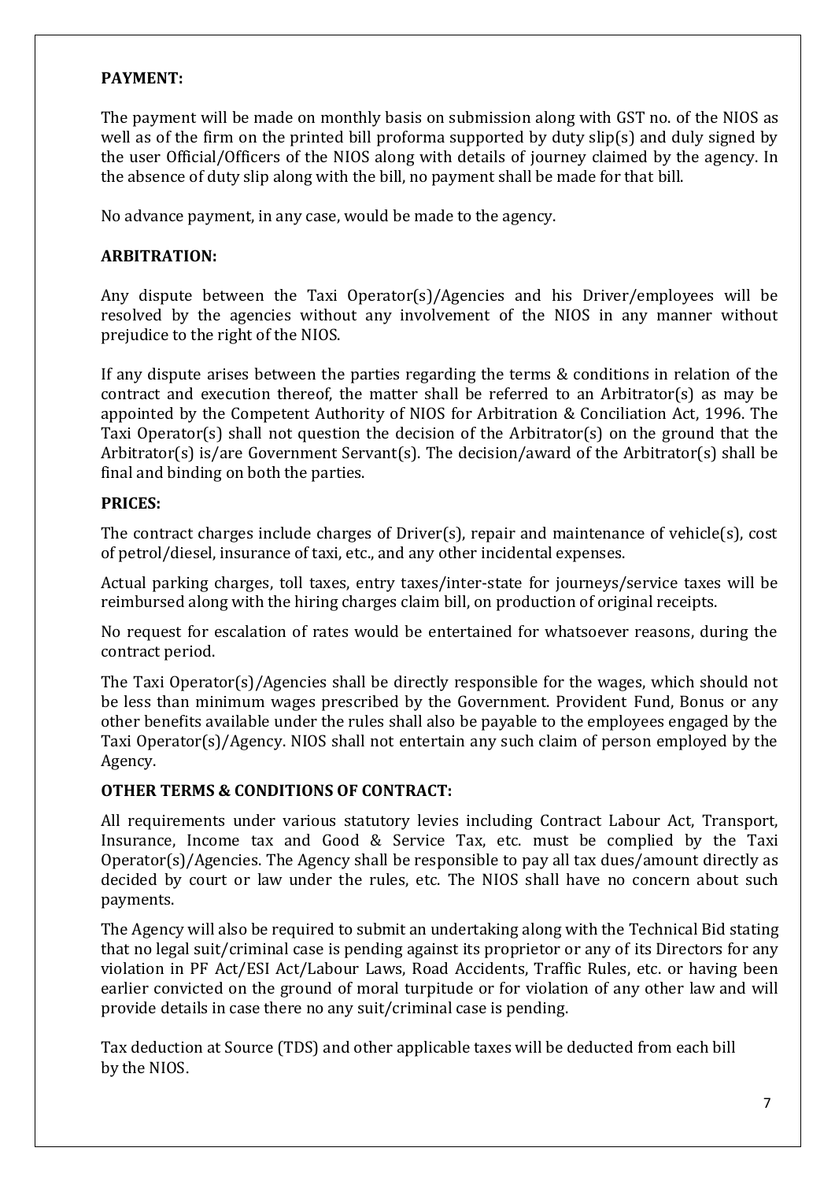**PAYMENT:**

The payment will be made on monthly basis on submission along with GST no. of the NIOS as well as of the firm on the printed bill proforma supported by duty slip(s) and duly signed by the user Official/Officers of the NIOS along with details of journey claimed by the agency. In the absence of duty slip along with the bill, no payment shall be made for that bill.

No advance payment, in any case, would be made to the agency.

**ARBITRATION:**

Any dispute between the Taxi Operator(s)/Agencies and his Driver/employees will be resolved by the agencies without any involvement of the NIOS in any manner without prejudice to the right of the NIOS.

If any dispute arises between the parties regarding the terms & conditions in relation of the contract and execution thereof, the matter shall be referred to an Arbitrator(s) as may be appointed by the Competent Authority of NIOS for Arbitration & Conciliation Act, 1996. The Taxi Operator(s) shall not question the decision of the Arbitrator(s) on the ground that the Arbitrator(s) is/are Government Servant(s). The decision/award of the Arbitrator(s) shall be final and binding on both the parties.

**PRICES:**

The contract charges include charges of Driver(s), repair and maintenance of vehicle(s), cost of petrol/diesel, insurance of taxi, etc., and any other incidental expenses.

Actual parking charges, toll taxes, entry taxes/inter-state for journeys/service taxes will be reimbursed along with the hiring charges claim bill, on production of original receipts.

No request for escalation of rates would be entertained for whatsoever reasons, during the contract period.

The Taxi Operator(s)/Agencies shall be directly responsible for the wages, which should not be less than minimum wages prescribed by the Government. Provident Fund, Bonus or any other benefits available under the rules shall also be payable to the employees engaged by the Taxi Operator(s)/Agency. NIOS shall not entertain any such claim of person employed by the Agency.

**OTHER TERMS & CONDITIONS OF CONTRACT:**

All requirements under various statutory levies including Contract Labour Act, Transport, Insurance, Income tax and Good & Service Tax, etc. must be complied by the Taxi Operator(s)/Agencies. The Agency shall be responsible to pay all tax dues/amount directly as decided by court or law under the rules, etc. The NIOS shall have no concern about such payments.

The Agency will also be required to submit an undertaking along with the Technical Bid stating that no legal suit/criminal case is pending against its proprietor or any of its Directors for any violation in PF Act/ESI Act/Labour Laws, Road Accidents, Traffic Rules, etc. or having been earlier convicted on the ground of moral turpitude or for violation of any other law and will provide details in case there no any suit/criminal case is pending.

Tax deduction at Source (TDS) and other applicable taxes will be deducted from each bill by the NIOS.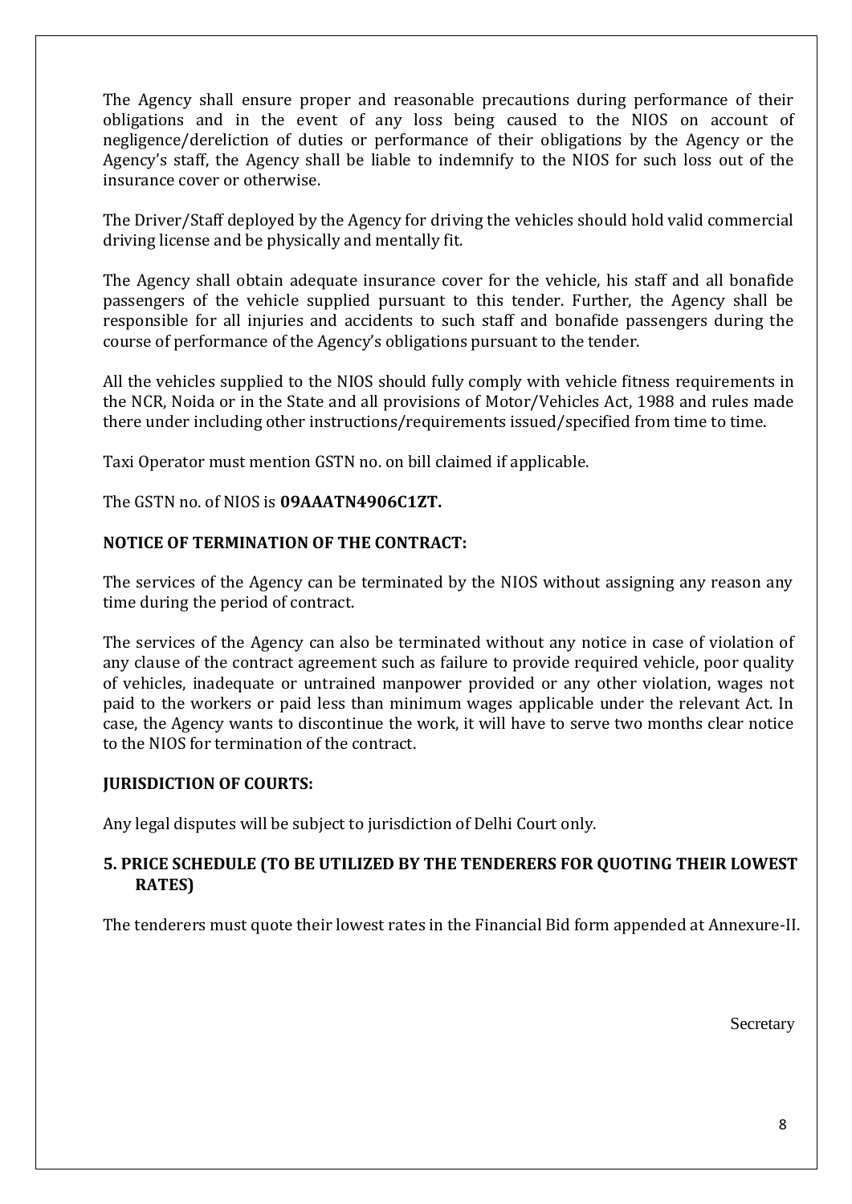The Agency shall ensure proper and reasonable precautions during performance of their obligations and in the event of any loss being caused to the NIOS on account of negligence/dereliction of duties or performance of their obligations by the Agency or the Agency's staff, the Agency shall be liable to indemnify to the NIOS for such loss out of the insurance cover or otherwise.

The Driver/Staff deployed by the Agency for driving the vehicles should hold valid commercial driving license and be physically and mentally fit.

The Agency shall obtain adequate insurance cover for the vehicle, his staff and all bonafide passengers of the vehicle supplied pursuant to this tender. Further, the Agency shall be responsible for all injuries and accidents to such staff and bonafide passengers during the course of performance of the Agency's obligations pursuant to the tender.

All the vehicles supplied to the NIOS should fully comply with vehicle fitness requirements in the NCR, Noida or in the State and all provisions of Motor/Vehicles Act, 1988 and rules made there under including other instructions/requirements issued/specified from time to time.

Taxi Operator must mention GSTN no. on bill claimed if applicable.

The GSTN no. of NIOS is **09AAATN4906C1ZT.**

**NOTICE OF TERMINATION OF THE CONTRACT:**

The services of the Agency can be terminated by the NIOS without assigning any reason any time during the period of contract.

The services of the Agency can also be terminated without any notice in case of violation of any clause of the contract agreement such as failure to provide required vehicle, poor quality of vehicles, inadequate or untrained manpower provided or any other violation, wages not paid to the workers or paid less than minimum wages applicable under the relevant Act. In case, the Agency wants to discontinue the work, it will have to serve two months clear notice to the NIOS for termination of the contract.

**JURISDICTION OF COURTS:**

Any legal disputes will be subject to jurisdiction of Delhi Court only.

**5. PRICE SCHEDULE (TO BE UTILIZED BY THE TENDERERS FOR QUOTING THEIR LOWEST RATES)**

The tenderers must quote their lowest rates in the Financial Bid form appended at Annexure-II.

Secretary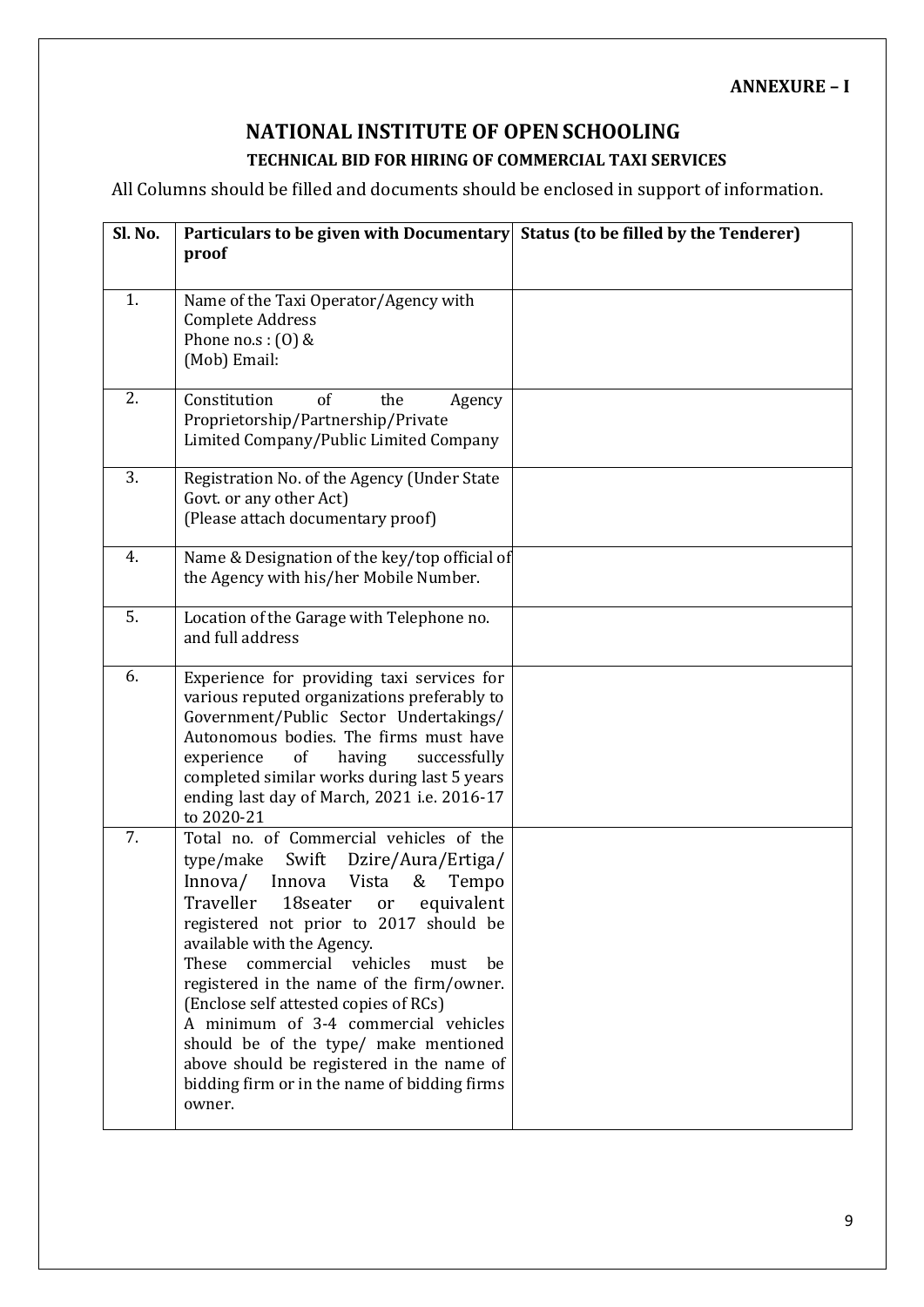**ANNEXURE – I**

# NATIONAL INSTITUTE OF OPEN SCHOOLING

## TECHNICAL BID FOR HIRING OF COMMERCIAL TAXI SERVICES

All Columns should be filled and documents should be enclosed in support of information.

| Sl. No. | Particulars to be given with Documentary proof | Status (to be filled by the Tenderer) |
|---|---|---|
| 1. | Name of the Taxi Operator/Agency with Complete Address<br>Phone no.s : (O) &<br>(Mob) Email: | |
| 2. | Constitution of the Agency Proprietorship/Partnership/Private Limited Company/Public Limited Company | |
| 3. | Registration No. of the Agency (Under State Govt. or any other Act)<br>(Please attach documentary proof) | |
| 4. | Name & Designation of the key/top official of the Agency with his/her Mobile Number. | |
| 5. | Location of the Garage with Telephone no. and full address | |
| 6. | Experience for providing taxi services for various reputed organizations preferably to Government/Public Sector Undertakings/ Autonomous bodies. The firms must have experience of having successfully completed similar works during last 5 years ending last day of March, 2021 i.e. 2016-17 to 2020-21 | |
| 7. | Total no. of Commercial vehicles of the type/make Swift Dzire/Aura/Ertiga/ Innova/ Innova Vista & Tempo Traveller 18seater or equivalent registered not prior to 2017 should be available with the Agency.<br>These commercial vehicles must be registered in the name of the firm/owner. (Enclose self attested copies of RCs)<br>A minimum of 3-4 commercial vehicles should be of the type/ make mentioned above should be registered in the name of bidding firm or in the name of bidding firms owner. | |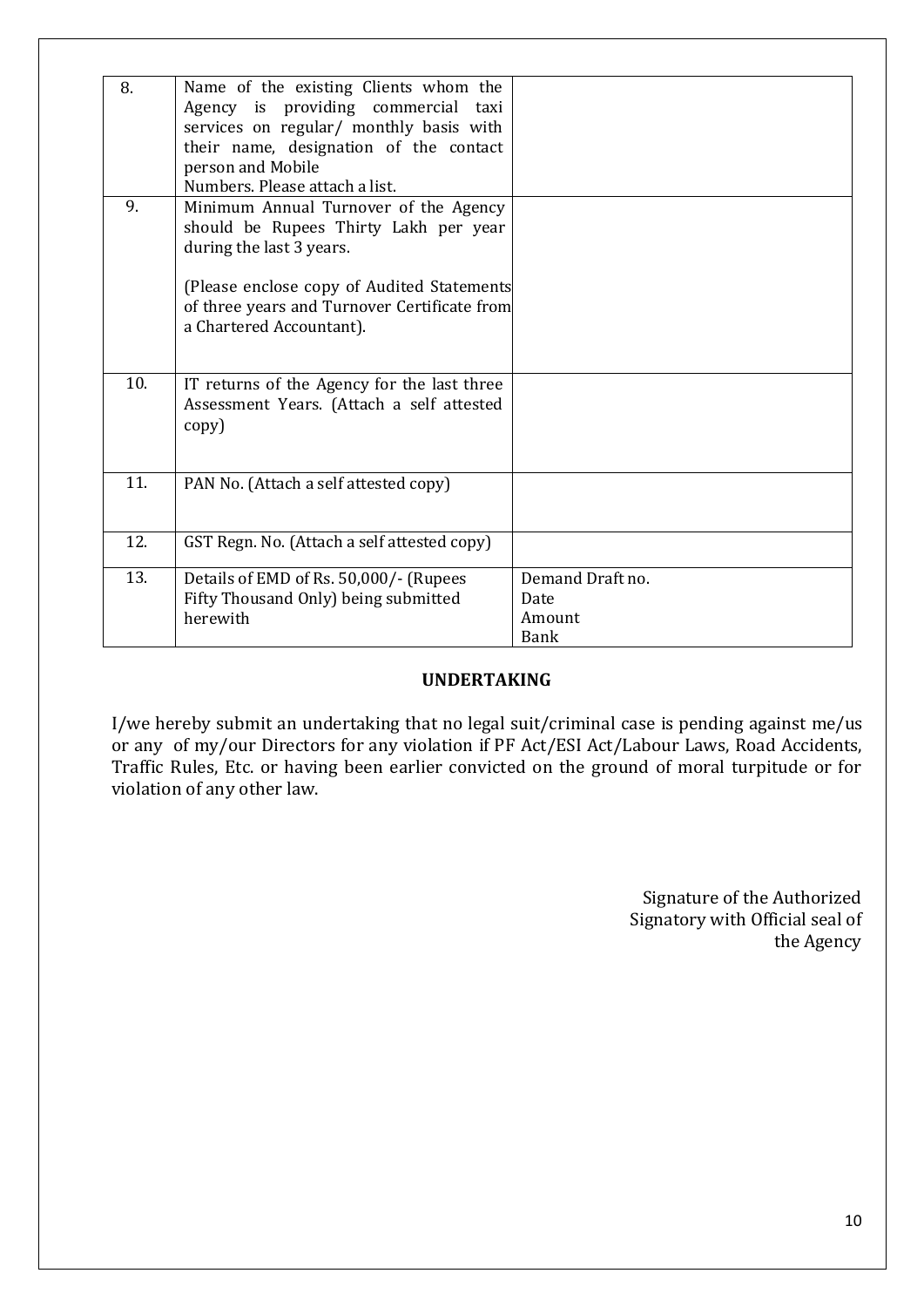| | | |
|---|---|---|
| 8. | Name of the existing Clients whom the Agency is providing commercial taxi services on regular/ monthly basis with their name, designation of the contact person and Mobile Numbers. Please attach a list. | |
| 9. | Minimum Annual Turnover of the Agency should be Rupees Thirty Lakh per year during the last 3 years.<br><br>(Please enclose copy of Audited Statements of three years and Turnover Certificate from a Chartered Accountant). | |
| 10. | IT returns of the Agency for the last three Assessment Years. (Attach a self attested copy) | |
| 11. | PAN No. (Attach a self attested copy) | |
| 12. | GST Regn. No. (Attach a self attested copy) | |
| 13. | Details of EMD of Rs. 50,000/- (Rupees Fifty Thousand Only) being submitted herewith | Demand Draft no.<br>Date<br>Amount<br>Bank |

**UNDERTAKING**

I/we hereby submit an undertaking that no legal suit/criminal case is pending against me/us or any of my/our Directors for any violation if PF Act/ESI Act/Labour Laws, Road Accidents, Traffic Rules, Etc. or having been earlier convicted on the ground of moral turpitude or for violation of any other law.

Signature of the Authorized Signatory with Official seal of the Agency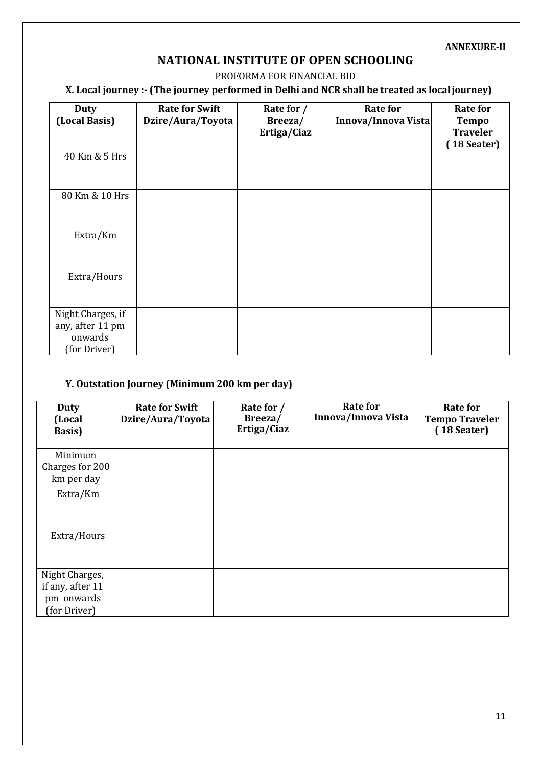**ANNEXURE-II**

# NATIONAL INSTITUTE OF OPEN SCHOOLING

PROFORMA FOR FINANCIAL BID

**X. Local journey :- (The journey performed in Delhi and NCR shall be treated as local journey)**

| Duty (Local Basis) | Rate for Swift Dzire/Aura/Toyota | Rate for / Breeza/ Ertiga/Ciaz | Rate for Innova/Innova Vista | Rate for Tempo Traveler ( 18 Seater) |
|---|---|---|---|---|
| 40 Km & 5 Hrs | | | | |
| 80 Km & 10 Hrs | | | | |
| Extra/Km | | | | |
| Extra/Hours | | | | |
| Night Charges, if any, after 11 pm onwards (for Driver) | | | | |

**Y. Outstation Journey (Minimum 200 km per day)**

| Duty (Local Basis) | Rate for Swift Dzire/Aura/Toyota | Rate for / Breeza/ Ertiga/Ciaz | Rate for Innova/Innova Vista | Rate for Tempo Traveler ( 18 Seater) |
|---|---|---|---|---|
| Minimum Charges for 200 km per day | | | | |
| Extra/Km | | | | |
| Extra/Hours | | | | |
| Night Charges, if any, after 11 pm onwards (for Driver) | | | | |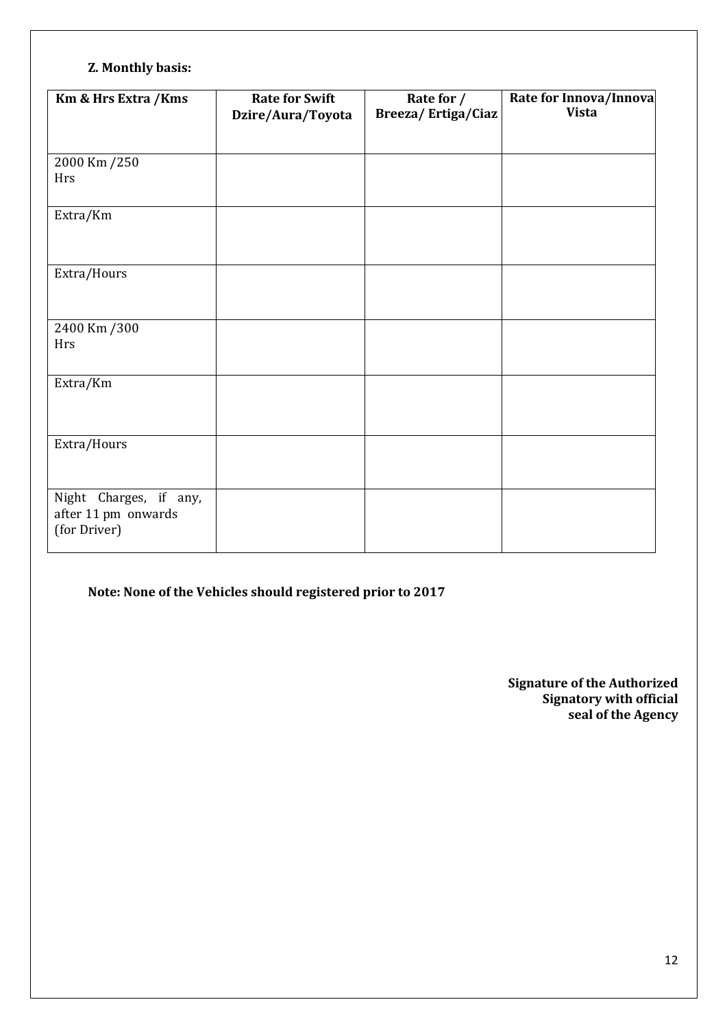**Z. Monthly basis:**

| Km & Hrs Extra /Kms | Rate for Swift Dzire/Aura/Toyota | Rate for / Breeza/ Ertiga/Ciaz | Rate for Innova/Innova Vista |
|---|---|---|---|
| 2000 Km /250 Hrs | | | |
| Extra/Km | | | |
| Extra/Hours | | | |
| 2400 Km /300 Hrs | | | |
| Extra/Km | | | |
| Extra/Hours | | | |
| Night Charges, if any, after 11 pm onwards (for Driver) | | | |

**Note: None of the Vehicles should registered prior to 2017**

**Signature of the Authorized Signatory with official seal of the Agency**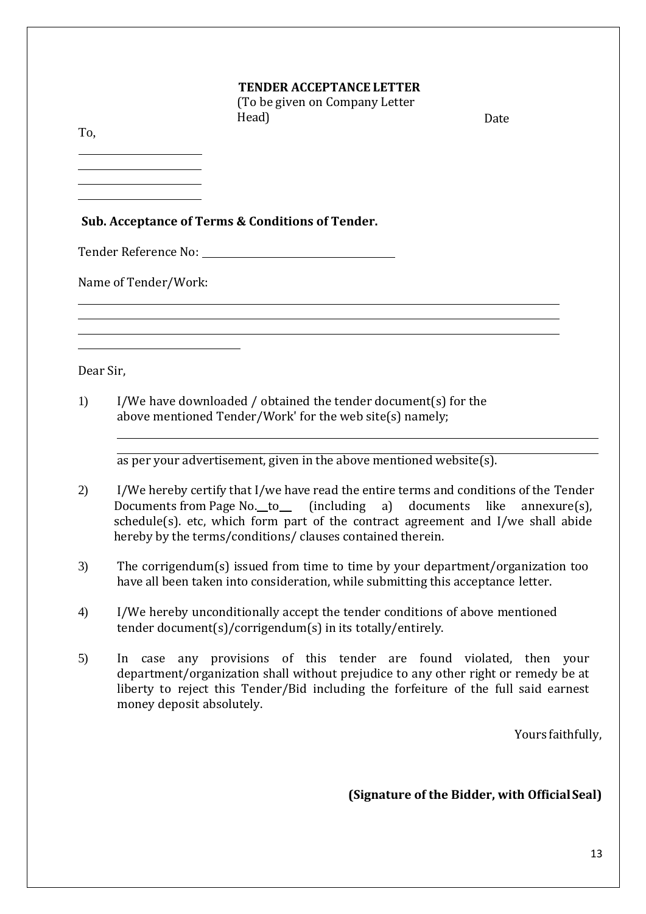**TENDER ACCEPTANCE LETTER**

(To be given on Company Letter Head)

Date

To,

\_\_\_\_\_\_\_\_\_\_\_\_\_\_\_\_\_\_\_\_

\_\_\_\_\_\_\_\_\_\_\_\_\_\_\_\_\_\_\_\_

\_\_\_\_\_\_\_\_\_\_\_\_\_\_\_\_\_\_\_\_

\_\_\_\_\_\_\_\_\_\_\_\_\_\_\_\_\_\_\_\_

**Sub. Acceptance of Terms & Conditions of Tender.**

Tender Reference No: \_\_\_\_\_\_\_\_\_\_\_\_\_\_\_\_\_\_\_\_\_\_\_\_\_\_\_\_\_\_\_\_

Name of Tender/Work:

\_\_\_\_\_\_\_\_\_\_\_\_\_\_\_\_\_\_\_\_\_\_\_\_\_\_\_\_\_\_\_\_\_\_\_\_\_\_\_\_\_\_\_\_\_\_\_\_\_\_\_\_\_\_\_\_\_\_\_\_\_\_\_\_\_\_\_\_\_\_\_\_\_\_\_\_

\_\_\_\_\_\_\_\_\_\_\_\_\_\_\_\_\_\_\_\_\_\_\_\_\_\_\_\_\_\_\_\_\_\_\_\_\_\_\_\_\_\_\_\_\_\_\_\_\_\_\_\_\_\_\_\_\_\_\_\_\_\_\_\_\_\_\_\_\_\_\_\_\_\_\_\_

\_\_\_\_\_\_\_\_\_\_\_\_\_\_\_\_\_\_\_\_\_\_\_\_\_\_\_\_\_\_\_\_\_\_\_\_\_\_\_\_\_\_\_\_\_\_\_\_\_\_\_\_\_\_\_\_\_\_\_\_\_\_\_\_\_\_\_\_\_\_\_\_\_\_\_\_

\_\_\_\_\_\_\_\_\_\_\_\_\_\_\_\_\_\_\_\_\_\_\_\_\_\_

Dear Sir,

1) I/We have downloaded / obtained the tender document(s) for the above mentioned Tender/Work' for the web site(s) namely;

   \_\_\_\_\_\_\_\_\_\_\_\_\_\_\_\_\_\_\_\_\_\_\_\_\_\_\_\_\_\_\_\_\_\_\_\_\_\_\_\_\_\_\_\_\_\_\_\_\_\_\_\_\_\_\_\_\_\_\_\_\_\_\_\_\_\_\_\_\_\_\_\_\_\_

   \_\_\_\_\_\_\_\_\_\_\_\_\_\_\_\_\_\_\_\_\_\_\_\_\_\_\_\_\_\_\_\_\_\_\_\_\_\_\_\_\_\_\_\_\_\_\_\_\_\_\_\_\_\_\_\_\_\_\_\_\_\_\_\_\_\_\_\_\_\_\_\_\_\_

   as per your advertisement, given in the above mentioned website(s).

2) I/We hereby certify that I/we have read the entire terms and conditions of the Tender Documents from Page No.\_\_to\_\_ (including a) documents like annexure(s), schedule(s). etc, which form part of the contract agreement and I/we shall abide hereby by the terms/conditions/ clauses contained therein.

3) The corrigendum(s) issued from time to time by your department/organization too have all been taken into consideration, while submitting this acceptance letter.

4) I/We hereby unconditionally accept the tender conditions of above mentioned tender document(s)/corrigendum(s) in its totally/entirely.

5) In case any provisions of this tender are found violated, then your department/organization shall without prejudice to any other right or remedy be at liberty to reject this Tender/Bid including the forfeiture of the full said earnest money deposit absolutely.

Yours faithfully,

**(Signature of the Bidder, with Official Seal)**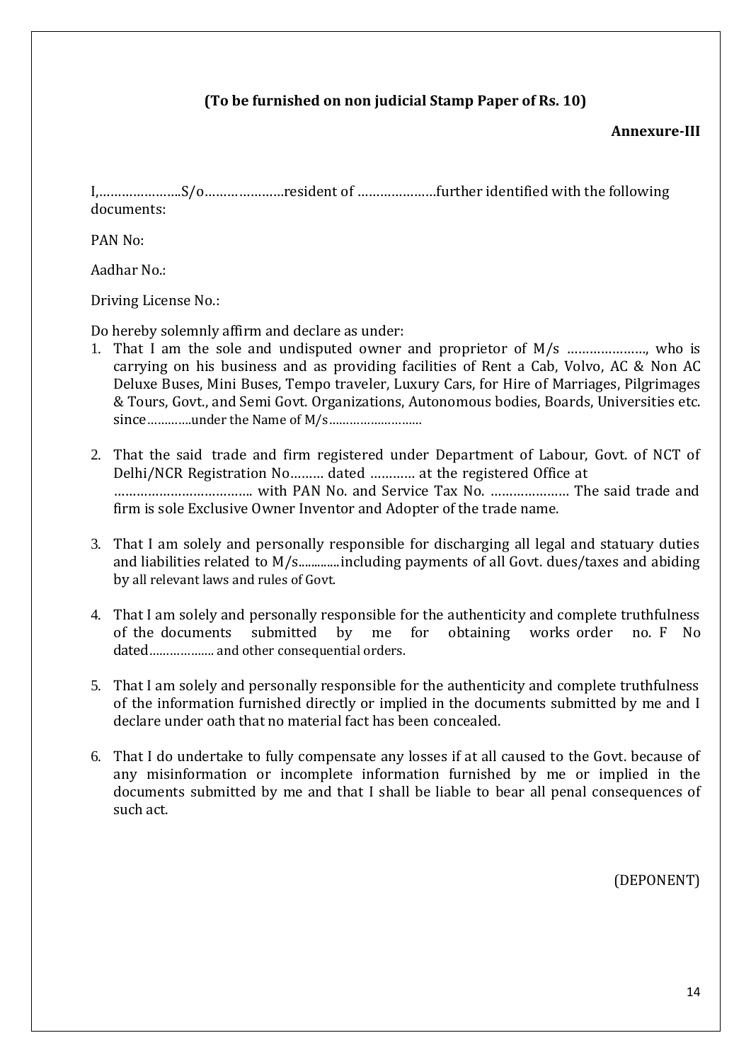**(To be furnished on non judicial Stamp Paper of Rs. 10)**

**Annexure-III**

I,…………………..S/o…………………resident of …………………further identified with the following documents:

PAN No:

Aadhar No.:

Driving License No.:

Do hereby solemnly affirm and declare as under:

1. That I am the sole and undisputed owner and proprietor of M/s …………………, who is carrying on his business and as providing facilities of Rent a Cab, Volvo, AC & Non AC Deluxe Buses, Mini Buses, Tempo traveler, Luxury Cars, for Hire of Marriages, Pilgrimages & Tours, Govt., and Semi Govt. Organizations, Autonomous bodies, Boards, Universities etc. since…………under the Name of M/s………………………

2. That the said trade and firm registered under Department of Labour, Govt. of NCT of Delhi/NCR Registration No……… dated ………… at the registered Office at ……………………………….. with PAN No. and Service Tax No. ………………… The said trade and firm is sole Exclusive Owner Inventor and Adopter of the trade name.

3. That I am solely and personally responsible for discharging all legal and statuary duties and liabilities related to M/s............including payments of all Govt. dues/taxes and abiding by all relevant laws and rules of Govt.

4. That I am solely and personally responsible for the authenticity and complete truthfulness of the documents submitted by me for obtaining works order no. F No dated……………… and other consequential orders.

5. That I am solely and personally responsible for the authenticity and complete truthfulness of the information furnished directly or implied in the documents submitted by me and I declare under oath that no material fact has been concealed.

6. That I do undertake to fully compensate any losses if at all caused to the Govt. because of any misinformation or incomplete information furnished by me or implied in the documents submitted by me and that I shall be liable to bear all penal consequences of such act.

(DEPONENT)